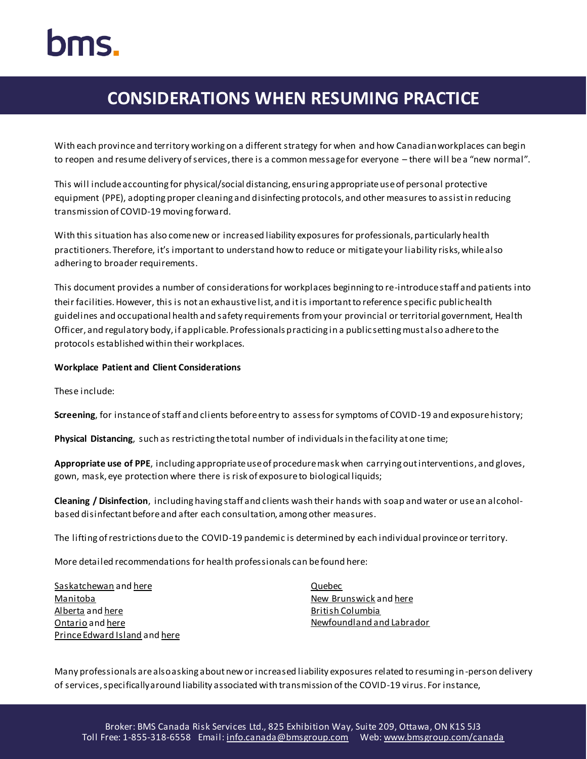bms.

# CONSIDERATIONS WHEN RESUMING PRACTICE

With each province and territory working on a different strategy for when and how Canadian workplaces can begin to reopen and resume delivery of services, there is a common message for everyone – there will be a "new normal".

This will include accounting for physical/social distancing, ensuring appropriate use of personal protective equipment (PPE), adopting proper cleaning and disinfecting protocols, and other measures to assist in reducing transmission of COVID-19 moving forward.

With this situation has also come new or increased liability exposures for professionals, particularly health practitioners. Therefore, it's important to understand how to reduce or mitigate your liability risks, while also adhering to broader requirements.

This document provides a number of considerations for workplaces beginning to re-introduce staff and patients into their facilities. However, this is not an exhaustive list, and it is important to reference specific public health guidelines and occupational health and safety requirements from your provincial or territorial government, Health Officer, and regulatory body, if applicable. Professionals practicing in a public setting must also adhere to the protocols established within their workplaces.

**Workplace Patient and Client Considerations**

These include:

**Screening**, for instance of staff and clients before entry to assess for symptoms of COVID-19 and exposure history;

**Physical Distancing**, such as restricting the total number of individuals in the facility at one time;

**Appropriate use of PPE**, including appropriate use of procedure mask when carrying out interventions, and gloves, gown, mask, eye protection where there is risk of exposure to biological liquids;

**Cleaning / Disinfection**, including having staff and clients wash their hands with soap and water or use an alcohol-based disinfectant before and after each consultation, among other measures.

The lifting of restrictions due to the COVID-19 pandemic is determined by each individual province or territory.

More detailed recommendations for health professionals can be found here:

Saskatchewan and here
Manitoba
Alberta and here
Ontario and here
Prince Edward Island and here
Quebec
New Brunswick and here
British Columbia
Newfoundland and Labrador

Many professionals are also asking about new or increased liability exposures related to resuming in-person delivery of services, specifically around liability associated with transmission of the COVID-19 virus. For instance,

Broker: BMS Canada Risk Services Ltd., 825 Exhibition Way, Suite 209, Ottawa, ON K1S 5J3
Toll Free: 1-855-318-6558 Email: info.canada@bmsgroup.com Web: www.bmsgroup.com/canada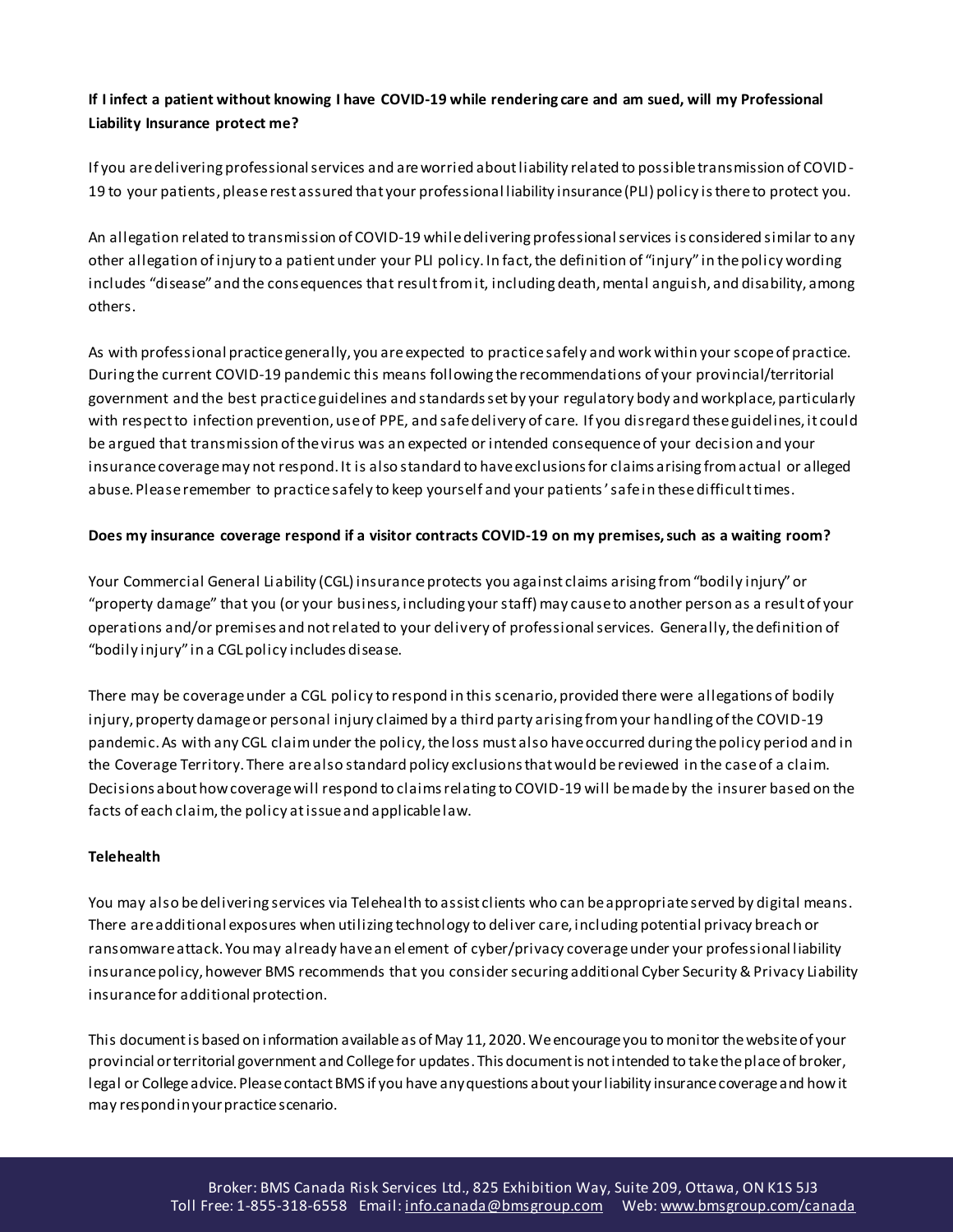**If I infect a patient without knowing I have COVID-19 while rendering care and am sued, will my Professional Liability Insurance protect me?**

If you are delivering professional services and are worried about liability related to possible transmission of COVID-19 to your patients, please rest assured that your professional liability insurance (PLI) policy is there to protect you.

An allegation related to transmission of COVID-19 while delivering professional services is considered similar to any other allegation of injury to a patient under your PLI policy. In fact, the definition of "injury" in the policy wording includes "disease" and the consequences that result from it, including death, mental anguish, and disability, among others.

As with professional practice generally, you are expected to practice safely and work within your scope of practice. During the current COVID-19 pandemic this means following the recommendations of your provincial/territorial government and the best practice guidelines and standards set by your regulatory body and workplace, particularly with respect to infection prevention, use of PPE, and safe delivery of care. If you disregard these guidelines, it could be argued that transmission of the virus was an expected or intended consequence of your decision and your insurance coverage may not respond. It is also standard to have exclusions for claims arising from actual or alleged abuse. Please remember to practice safely to keep yourself and your patients' safe in these difficult times.

**Does my insurance coverage respond if a visitor contracts COVID-19 on my premises, such as a waiting room?**

Your Commercial General Liability (CGL) insurance protects you against claims arising from "bodily injury" or "property damage" that you (or your business, including your staff) may cause to another person as a result of your operations and/or premises and not related to your delivery of professional services. Generally, the definition of "bodily injury" in a CGL policy includes disease.

There may be coverage under a CGL policy to respond in this scenario, provided there were allegations of bodily injury, property damage or personal injury claimed by a third party arising from your handling of the COVID-19 pandemic. As with any CGL claim under the policy, the loss must also have occurred during the policy period and in the Coverage Territory. There are also standard policy exclusions that would be reviewed in the case of a claim. Decisions about how coverage will respond to claims relating to COVID-19 will be made by the insurer based on the facts of each claim, the policy at issue and applicable law.

**Telehealth**

You may also be delivering services via Telehealth to assist clients who can be appropriate served by digital means. There are additional exposures when utilizing technology to deliver care, including potential privacy breach or ransomware attack. You may already have an element of cyber/privacy coverage under your professional liability insurance policy, however BMS recommends that you consider securing additional Cyber Security & Privacy Liability insurance for additional protection.

This document is based on information available as of May 11, 2020. We encourage you to monitor the website of your provincial or territorial government and College for updates. This document is not intended to take the place of broker, legal or College advice. Please contact BMS if you have any questions about your liability insurance coverage and how it may respond in your practice scenario.

Broker: BMS Canada Risk Services Ltd., 825 Exhibition Way, Suite 209, Ottawa, ON K1S 5J3
Toll Free: 1-855-318-6558 Email: info.canada@bmsgroup.com Web: www.bmsgroup.com/canada